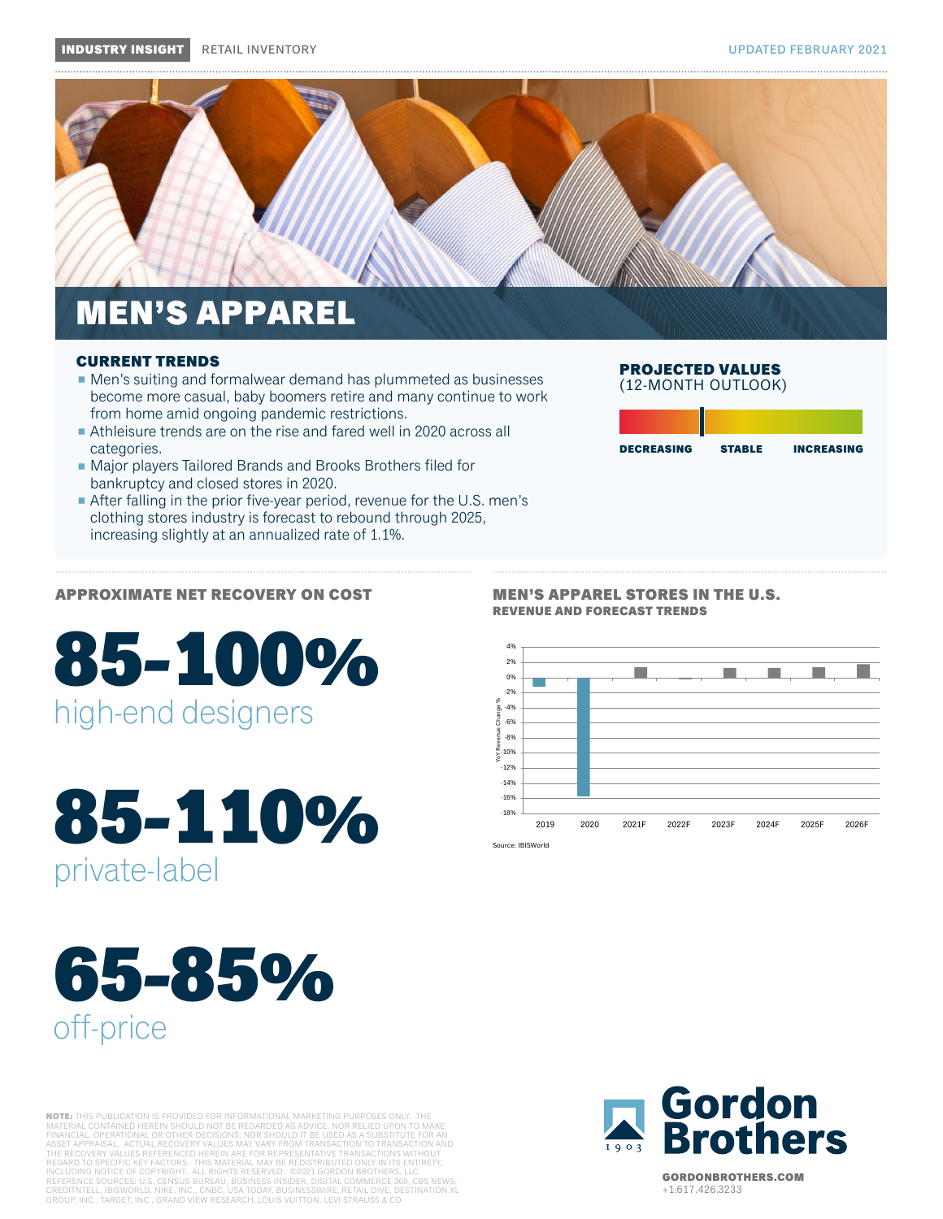**INDUSTRY INSIGHT** RETAIL INVENTORY

UPDATED FEBRUARY 2021

# MEN'S APPAREL

## CURRENT TRENDS

- Men's suiting and formalwear demand has plummeted as businesses become more casual, baby boomers retire and many continue to work from home amid ongoing pandemic restrictions.
- Athleisure trends are on the rise and fared well in 2020 across all categories.
- Major players Tailored Brands and Brooks Brothers filed for bankruptcy and closed stores in 2020.
- After falling in the prior five-year period, revenue for the U.S. men's clothing stores industry is forecast to rebound through 2025, increasing slightly at an annualized rate of 1.1%.

## PROJECTED VALUES
(12-MONTH OUTLOOK)

DECREASING STABLE INCREASING

## APPROXIMATE NET RECOVERY ON COST

**85-100%**
high-end designers

**85-110%**
private-label

**65-85%**
off-price

## MEN'S APPAREL STORES IN THE U.S.
### REVENUE AND FORECAST TRENDS

YoY Revenue Change %

2019, 2020, 2021F, 2022F, 2023F, 2024F, 2025F, 2026F

Source: IBISWorld

**NOTE:** THIS PUBLICATION IS PROVIDED FOR INFORMATIONAL MARKETING PURPOSES ONLY. THE MATERIAL CONTAINED HEREIN SHOULD NOT BE REGARDED AS ADVICE, NOR RELIED UPON TO MAKE FINANCIAL, OPERATIONAL OR OTHER DECISIONS; NOR SHOULD IT BE USED AS A SUBSTITUTE FOR AN ASSET APPRAISAL. ACTUAL RECOVERY VALUES MAY VARY FROM TRANSACTION TO TRANSACTION AND THE RECOVERY VALUES REFERENCED HEREIN ARE FOR REPRESENTATIVE TRANSACTIONS WITHOUT REGARD TO SPECIFIC KEY FACTORS. THIS MATERIAL MAY BE REDISTRIBUTED ONLY IN ITS ENTIRETY, INCLUDING NOTICE OF COPYRIGHT. ALL RIGHTS RESERVED. ©2021 GORDON BROTHERS, LLC. REFERENCE SOURCES: U.S. CENSUS BUREAU, BUSINESS INSIDER, DIGITAL COMMERCE 360, CBS NEWS, CREDITNTELL, IBISWORLD, NIKE, INC., CNBC, USA TODAY, BUSINESSWIRE, RETAIL DIVE, DESTINATION XL GROUP, INC., TARGET, INC., GRAND VIEW RESEARCH, LOUIS VUITTON, LEVI STRAUSS & CO

Gordon Brothers 1903

GORDONBROTHERS.COM
+1.617.426.3233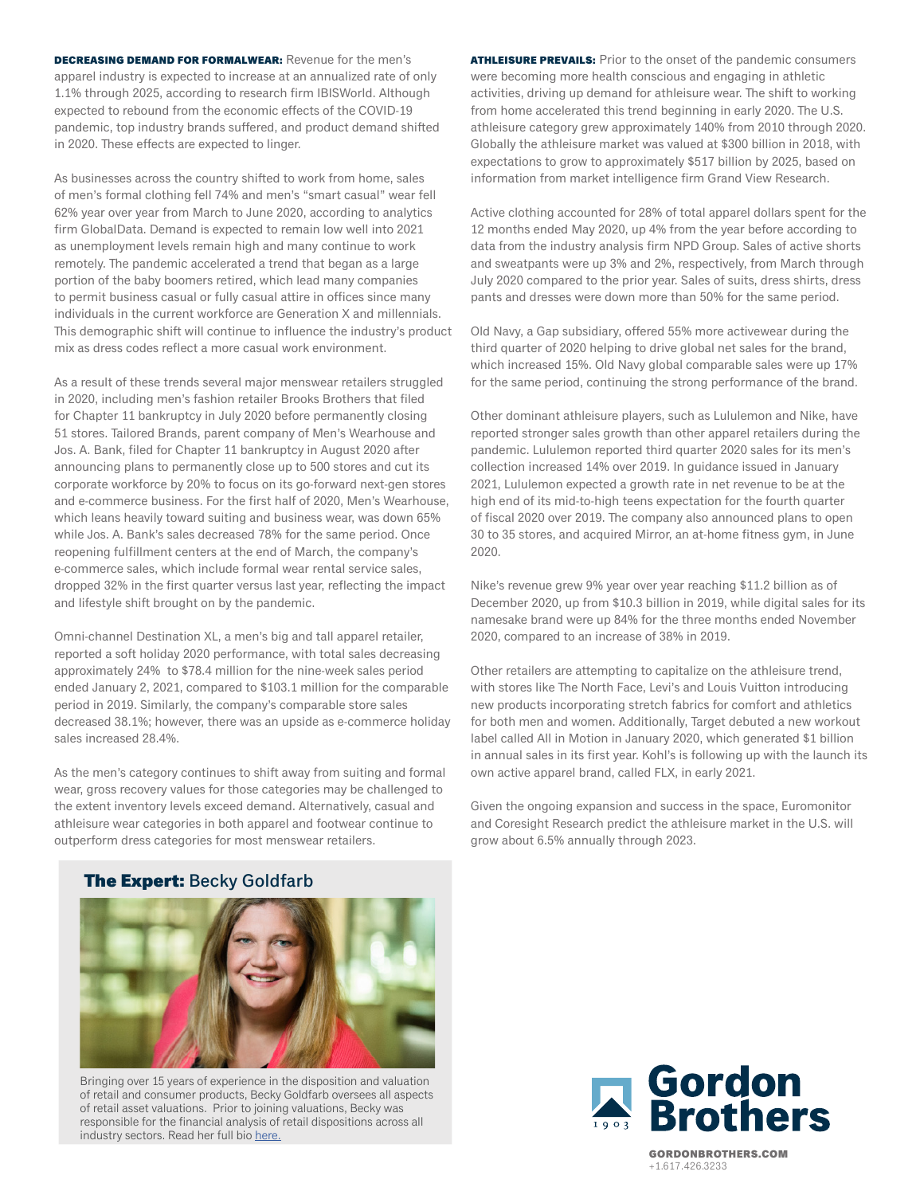**DECREASING DEMAND FOR FORMALWEAR:** Revenue for the men's apparel industry is expected to increase at an annualized rate of only 1.1% through 2025, according to research firm IBISWorld. Although expected to rebound from the economic effects of the COVID-19 pandemic, top industry brands suffered, and product demand shifted in 2020. These effects are expected to linger.

As businesses across the country shifted to work from home, sales of men's formal clothing fell 74% and men's "smart casual" wear fell 62% year over year from March to June 2020, according to analytics firm GlobalData. Demand is expected to remain low well into 2021 as unemployment levels remain high and many continue to work remotely. The pandemic accelerated a trend that began as a large portion of the baby boomers retired, which lead many companies to permit business casual or fully casual attire in offices since many individuals in the current workforce are Generation X and millennials. This demographic shift will continue to influence the industry's product mix as dress codes reflect a more casual work environment.

As a result of these trends several major menswear retailers struggled in 2020, including men's fashion retailer Brooks Brothers that filed for Chapter 11 bankruptcy in July 2020 before permanently closing 51 stores. Tailored Brands, parent company of Men's Wearhouse and Jos. A. Bank, filed for Chapter 11 bankruptcy in August 2020 after announcing plans to permanently close up to 500 stores and cut its corporate workforce by 20% to focus on its go-forward next-gen stores and e-commerce business. For the first half of 2020, Men's Wearhouse, which leans heavily toward suiting and business wear, was down 65% while Jos. A. Bank's sales decreased 78% for the same period. Once reopening fulfillment centers at the end of March, the company's e-commerce sales, which include formal wear rental service sales, dropped 32% in the first quarter versus last year, reflecting the impact and lifestyle shift brought on by the pandemic.

Omni-channel Destination XL, a men's big and tall apparel retailer, reported a soft holiday 2020 performance, with total sales decreasing approximately 24% to $78.4 million for the nine-week sales period ended January 2, 2021, compared to $103.1 million for the comparable period in 2019. Similarly, the company's comparable store sales decreased 38.1%; however, there was an upside as e-commerce holiday sales increased 28.4%.

As the men's category continues to shift away from suiting and formal wear, gross recovery values for those categories may be challenged to the extent inventory levels exceed demand. Alternatively, casual and athleisure wear categories in both apparel and footwear continue to outperform dress categories for most menswear retailers.

**ATHLEISURE PREVAILS:** Prior to the onset of the pandemic consumers were becoming more health conscious and engaging in athletic activities, driving up demand for athleisure wear. The shift to working from home accelerated this trend beginning in early 2020. The U.S. athleisure category grew approximately 140% from 2010 through 2020. Globally the athleisure market was valued at $300 billion in 2018, with expectations to grow to approximately $517 billion by 2025, based on information from market intelligence firm Grand View Research.

Active clothing accounted for 28% of total apparel dollars spent for the 12 months ended May 2020, up 4% from the year before according to data from the industry analysis firm NPD Group. Sales of active shorts and sweatpants were up 3% and 2%, respectively, from March through July 2020 compared to the prior year. Sales of suits, dress shirts, dress pants and dresses were down more than 50% for the same period.

Old Navy, a Gap subsidiary, offered 55% more activewear during the third quarter of 2020 helping to drive global net sales for the brand, which increased 15%. Old Navy global comparable sales were up 17% for the same period, continuing the strong performance of the brand.

Other dominant athleisure players, such as Lululemon and Nike, have reported stronger sales growth than other apparel retailers during the pandemic. Lululemon reported third quarter 2020 sales for its men's collection increased 14% over 2019. In guidance issued in January 2021, Lululemon expected a growth rate in net revenue to be at the high end of its mid-to-high teens expectation for the fourth quarter of fiscal 2020 over 2019. The company also announced plans to open 30 to 35 stores, and acquired Mirror, an at-home fitness gym, in June 2020.

Nike's revenue grew 9% year over year reaching $11.2 billion as of December 2020, up from $10.3 billion in 2019, while digital sales for its namesake brand were up 84% for the three months ended November 2020, compared to an increase of 38% in 2019.

Other retailers are attempting to capitalize on the athleisure trend, with stores like The North Face, Levi's and Louis Vuitton introducing new products incorporating stretch fabrics for comfort and athletics for both men and women. Additionally, Target debuted a new workout label called All in Motion in January 2020, which generated $1 billion in annual sales in its first year. Kohl's is following up with the launch its own active apparel brand, called FLX, in early 2021.

Given the ongoing expansion and success in the space, Euromonitor and Coresight Research predict the athleisure market in the U.S. will grow about 6.5% annually through 2023.

## The Expert: Becky Goldfarb

Bringing over 15 years of experience in the disposition and valuation of retail and consumer products, Becky Goldfarb oversees all aspects of retail asset valuations. Prior to joining valuations, Becky was responsible for the financial analysis of retail dispositions across all industry sectors. Read her full bio here.

Gordon Brothers 1903

GORDONBROTHERS.COM
+1.617.426.3233